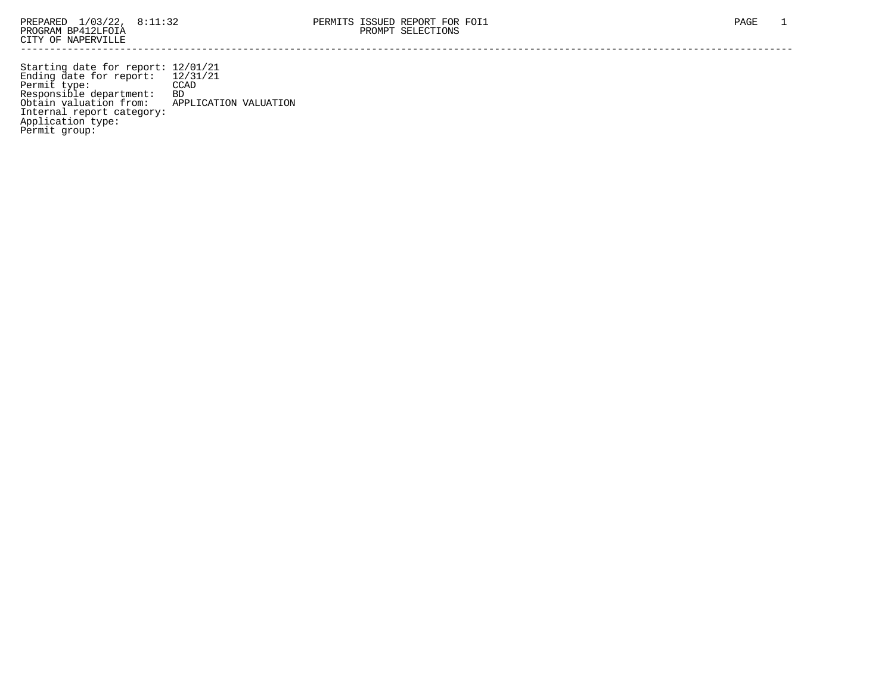PREPARED 1/03/22, 8:11:32

PROGRAM BP412LFOIA

CITY OF NAPERVILLE

# PERMITS ISSUED REPORT FOR FOI1

## PROMPT SELECTIONS

---

Starting date for report: 12/01/21
Ending date for report: 12/31/21
Permit type: CCAD
Responsible department: BD
Obtain valuation from: APPLICATION VALUATION
Internal report category:
Application type:
Permit group: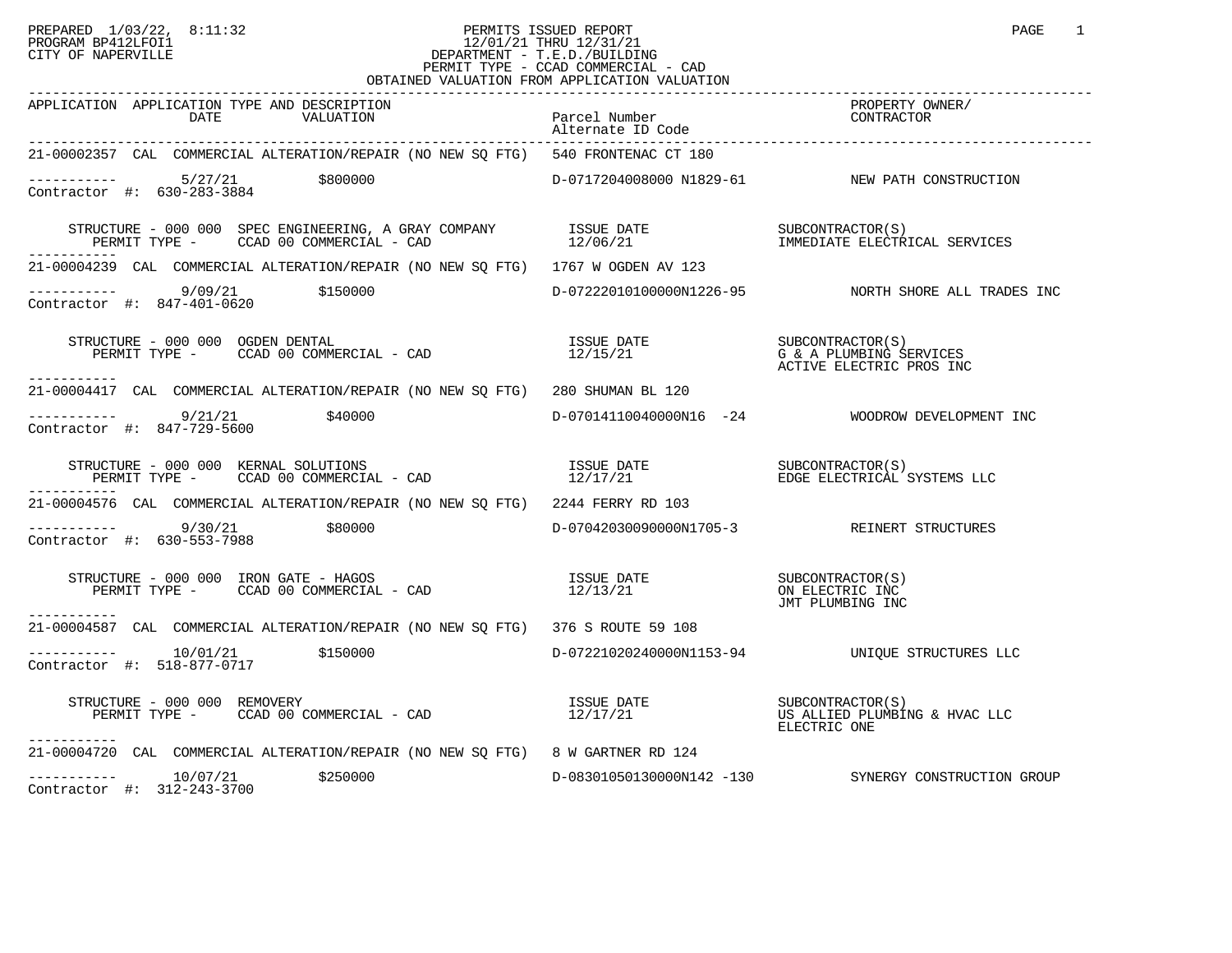PREPARED 1/03/22, 8:11:32
PROGRAM BP412LFOI1
CITY OF NAPERVILLE

# PERMITS ISSUED REPORT

12/01/21 THRU 12/31/21
DEPARTMENT - T.E.D./BUILDING
PERMIT TYPE - CCAD COMMERCIAL - CAD
OBTAINED VALUATION FROM APPLICATION VALUATION

| APPLICATION | APPLICATION TYPE AND DESCRIPTION DATE VALUATION | Parcel Number Alternate ID Code | PROPERTY OWNER/ CONTRACTOR |
|---|---|---|---|
| 21-00002357 | CAL COMMERCIAL ALTERATION/REPAIR (NO NEW SQ FTG) | 540 FRONTENAC CT 180 | |
| ----------- Contractor #: 630-283-3884 | 5/27/21 $800000 | D-0717204008000 N1829-61 | NEW PATH CONSTRUCTION |
| | STRUCTURE - 000 000 SPEC ENGINEERING, A GRAY COMPANY PERMIT TYPE - CCAD 00 COMMERCIAL - CAD | ISSUE DATE 12/06/21 | SUBCONTRACTOR(S) IMMEDIATE ELECTRICAL SERVICES |
| 21-00004239 | CAL COMMERCIAL ALTERATION/REPAIR (NO NEW SQ FTG) | 1767 W OGDEN AV 123 | |
| ----------- Contractor #: 847-401-0620 | 9/09/21 $150000 | D-07222010100000N1226-95 | NORTH SHORE ALL TRADES INC |
| | STRUCTURE - 000 000 OGDEN DENTAL PERMIT TYPE - CCAD 00 COMMERCIAL - CAD | ISSUE DATE 12/15/21 | SUBCONTRACTOR(S) G & A PLUMBING SERVICES ACTIVE ELECTRIC PROS INC |
| 21-00004417 | CAL COMMERCIAL ALTERATION/REPAIR (NO NEW SQ FTG) | 280 SHUMAN BL 120 | |
| ----------- Contractor #: 847-729-5600 | 9/21/21 $40000 | D-07014110040000N16 -24 | WOODROW DEVELOPMENT INC |
| | STRUCTURE - 000 000 KERNAL SOLUTIONS PERMIT TYPE - CCAD 00 COMMERCIAL - CAD | ISSUE DATE 12/17/21 | SUBCONTRACTOR(S) EDGE ELECTRICAL SYSTEMS LLC |
| 21-00004576 | CAL COMMERCIAL ALTERATION/REPAIR (NO NEW SQ FTG) | 2244 FERRY RD 103 | |
| ----------- Contractor #: 630-553-7988 | 9/30/21 $80000 | D-07042030090000N1705-3 | REINERT STRUCTURES |
| | STRUCTURE - 000 000 IRON GATE - HAGOS PERMIT TYPE - CCAD 00 COMMERCIAL - CAD | ISSUE DATE 12/13/21 | SUBCONTRACTOR(S) ON ELECTRIC INC JMT PLUMBING INC |
| 21-00004587 | CAL COMMERCIAL ALTERATION/REPAIR (NO NEW SQ FTG) | 376 S ROUTE 59 108 | |
| ----------- Contractor #: 518-877-0717 | 10/01/21 $150000 | D-07221020240000N1153-94 | UNIQUE STRUCTURES LLC |
| | STRUCTURE - 000 000 REMOVERY PERMIT TYPE - CCAD 00 COMMERCIAL - CAD | ISSUE DATE 12/17/21 | SUBCONTRACTOR(S) US ALLIED PLUMBING & HVAC LLC ELECTRIC ONE |
| 21-00004720 | CAL COMMERCIAL ALTERATION/REPAIR (NO NEW SQ FTG) | 8 W GARTNER RD 124 | |
| ----------- Contractor #: 312-243-3700 | 10/07/21 $250000 | D-08301050130000N142 -130 | SYNERGY CONSTRUCTION GROUP |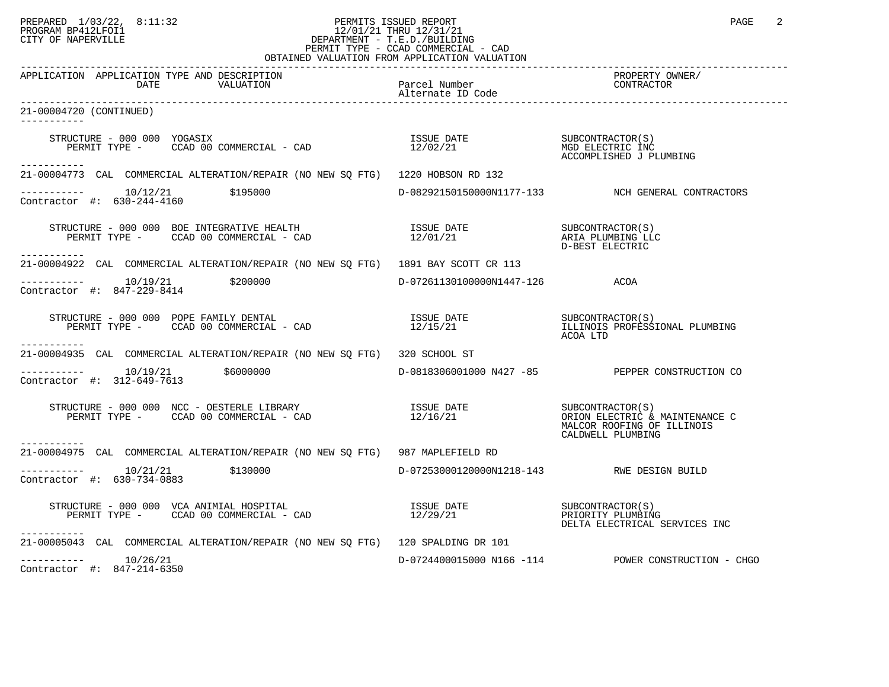| APPLICATION | APPLICATION TYPE AND DESCRIPTION DATE VALUATION | Parcel Number Alternate ID Code | PROPERTY OWNER/ CONTRACTOR |
|---|---|---|---|

21-00004720 (CONTINUED)

STRUCTURE - 000 000 YOGASIX — ISSUE DATE 12/02/21 — SUBCONTRACTOR(S): MGD ELECTRIC INC, ACCOMPLISHED J PLUMBING
PERMIT TYPE - CCAD 00 COMMERCIAL - CAD

---

21-00004773 CAL COMMERCIAL ALTERATION/REPAIR (NO NEW SQ FTG) 1220 HOBSON RD 132

10/12/21 $195000 D-08292150150000N1177-133 NCH GENERAL CONTRACTORS
Contractor #: 630-244-4160

STRUCTURE - 000 000 BOE INTEGRATIVE HEALTH — ISSUE DATE 12/01/21 — SUBCONTRACTOR(S): ARIA PLUMBING LLC, D-BEST ELECTRIC
PERMIT TYPE - CCAD 00 COMMERCIAL - CAD

---

21-00004922 CAL COMMERCIAL ALTERATION/REPAIR (NO NEW SQ FTG) 1891 BAY SCOTT CR 113

10/19/21 $200000 D-07261130100000N1447-126 ACOA
Contractor #: 847-229-8414

STRUCTURE - 000 000 POPE FAMILY DENTAL — ISSUE DATE 12/15/21 — SUBCONTRACTOR(S): ILLINOIS PROFESSIONAL PLUMBING, ACOA LTD
PERMIT TYPE - CCAD 00 COMMERCIAL - CAD

---

21-00004935 CAL COMMERCIAL ALTERATION/REPAIR (NO NEW SQ FTG) 320 SCHOOL ST

10/19/21 $6000000 D-0818306001000 N427 -85 PEPPER CONSTRUCTION CO
Contractor #: 312-649-7613

STRUCTURE - 000 000 NCC - OESTERLE LIBRARY — ISSUE DATE 12/16/21 — SUBCONTRACTOR(S): ORION ELECTRIC & MAINTENANCE C, MALCOR ROOFING OF ILLINOIS, CALDWELL PLUMBING
PERMIT TYPE - CCAD 00 COMMERCIAL - CAD

---

21-00004975 CAL COMMERCIAL ALTERATION/REPAIR (NO NEW SQ FTG) 987 MAPLEFIELD RD

10/21/21 $130000 D-07253000120000N1218-143 RWE DESIGN BUILD
Contractor #: 630-734-0883

STRUCTURE - 000 000 VCA ANIMIAL HOSPITAL — ISSUE DATE 12/29/21 — SUBCONTRACTOR(S): PRIORITY PLUMBING, DELTA ELECTRICAL SERVICES INC
PERMIT TYPE - CCAD 00 COMMERCIAL - CAD

---

21-00005043 CAL COMMERCIAL ALTERATION/REPAIR (NO NEW SQ FTG) 120 SPALDING DR 101

10/26/21 D-0724400015000 N166 -114 POWER CONSTRUCTION - CHGO
Contractor #: 847-214-6350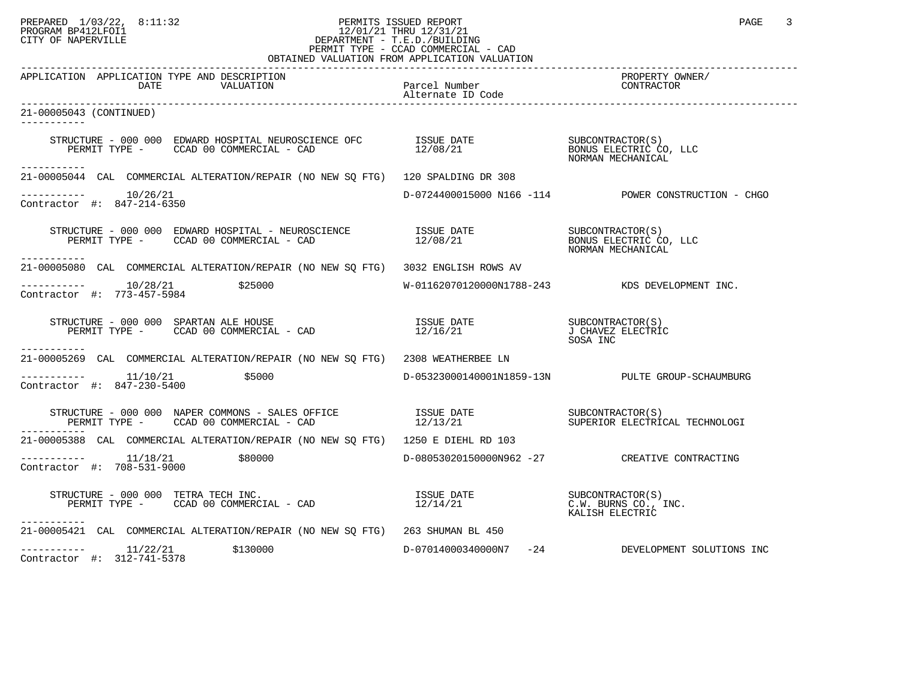PREPARED 1/03/22, 8:11:32
PROGRAM BP412LFOI1
CITY OF NAPERVILLE

PERMITS ISSUED REPORT
12/01/21 THRU 12/31/21
DEPARTMENT - T.E.D./BUILDING
PERMIT TYPE - CCAD COMMERCIAL - CAD
OBTAINED VALUATION FROM APPLICATION VALUATION

| APPLICATION | APPLICATION TYPE AND DESCRIPTION / DATE / VALUATION | Parcel Number / Alternate ID Code | PROPERTY OWNER/ CONTRACTOR |
|---|---|---|---|

**21-00005043 (CONTINUED)**

STRUCTURE - 000 000 EDWARD HOSPITAL NEUROSCIENCE OFC — ISSUE DATE 12/08/21
PERMIT TYPE - CCAD 00 COMMERCIAL - CAD
SUBCONTRACTOR(S): BONUS ELECTRIC CO, LLC; NORMAN MECHANICAL

---

**21-00005044** CAL COMMERCIAL ALTERATION/REPAIR (NO NEW SQ FTG) 120 SPALDING DR 308
10/26/21 — D-0724400015000 N166 -114 — POWER CONSTRUCTION - CHGO
Contractor #: 847-214-6350

STRUCTURE - 000 000 EDWARD HOSPITAL - NEUROSCIENCE — ISSUE DATE 12/08/21
PERMIT TYPE - CCAD 00 COMMERCIAL - CAD
SUBCONTRACTOR(S): BONUS ELECTRIC CO, LLC; NORMAN MECHANICAL

---

**21-00005080** CAL COMMERCIAL ALTERATION/REPAIR (NO NEW SQ FTG) 3032 ENGLISH ROWS AV
10/28/21 $25000 — W-01162070120000N1788-243 — KDS DEVELOPMENT INC.
Contractor #: 773-457-5984

STRUCTURE - 000 000 SPARTAN ALE HOUSE — ISSUE DATE 12/16/21
PERMIT TYPE - CCAD 00 COMMERCIAL - CAD
SUBCONTRACTOR(S): J CHAVEZ ELECTRIC; SOSA INC

---

**21-00005269** CAL COMMERCIAL ALTERATION/REPAIR (NO NEW SQ FTG) 2308 WEATHERBEE LN
11/10/21 $5000 — D-05323000140001N1859-13N — PULTE GROUP-SCHAUMBURG
Contractor #: 847-230-5400

STRUCTURE - 000 000 NAPER COMMONS - SALES OFFICE — ISSUE DATE 12/13/21
PERMIT TYPE - CCAD 00 COMMERCIAL - CAD
SUBCONTRACTOR(S): SUPERIOR ELECTRICAL TECHNOLOGI

---

**21-00005388** CAL COMMERCIAL ALTERATION/REPAIR (NO NEW SQ FTG) 1250 E DIEHL RD 103
11/18/21 $80000 — D-08053020150000N962 -27 — CREATIVE CONTRACTING
Contractor #: 708-531-9000

STRUCTURE - 000 000 TETRA TECH INC. — ISSUE DATE 12/14/21
PERMIT TYPE - CCAD 00 COMMERCIAL - CAD
SUBCONTRACTOR(S): C.W. BURNS CO., INC.; KALISH ELECTRIC

---

**21-00005421** CAL COMMERCIAL ALTERATION/REPAIR (NO NEW SQ FTG) 263 SHUMAN BL 450
11/22/21 $130000 — D-07014000340000N7 -24 — DEVELOPMENT SOLUTIONS INC
Contractor #: 312-741-5378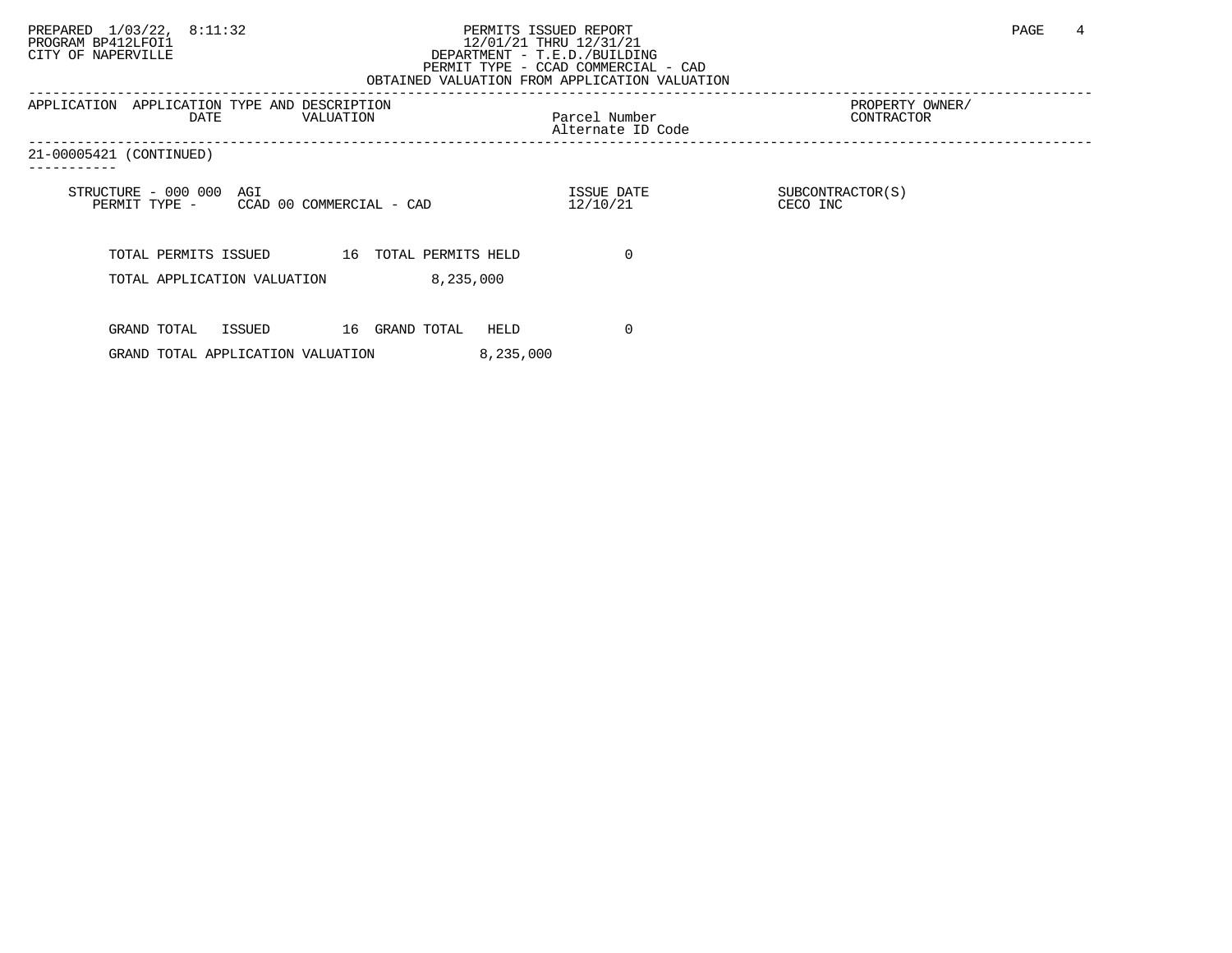PERMITS ISSUED REPORT
12/01/21 THRU 12/31/21
DEPARTMENT - T.E.D./BUILDING
PERMIT TYPE - CCAD COMMERCIAL - CAD
OBTAINED VALUATION FROM APPLICATION VALUATION

PREPARED 1/03/22, 8:11:32
PROGRAM BP412LFOI1
CITY OF NAPERVILLE

| APPLICATION | APPLICATION TYPE AND DESCRIPTION DATE | VALUATION | Parcel Number Alternate ID Code | PROPERTY OWNER/ CONTRACTOR |
|---|---|---|---|---|

21-00005421 (CONTINUED)

STRUCTURE - 000 000 AGI
PERMIT TYPE - CCAD 00 COMMERCIAL - CAD

ISSUE DATE 12/10/21

SUBCONTRACTOR(S)
CECO INC

TOTAL PERMITS ISSUED 16 TOTAL PERMITS HELD 0

TOTAL APPLICATION VALUATION 8,235,000

GRAND TOTAL ISSUED 16 GRAND TOTAL HELD 0

GRAND TOTAL APPLICATION VALUATION 8,235,000